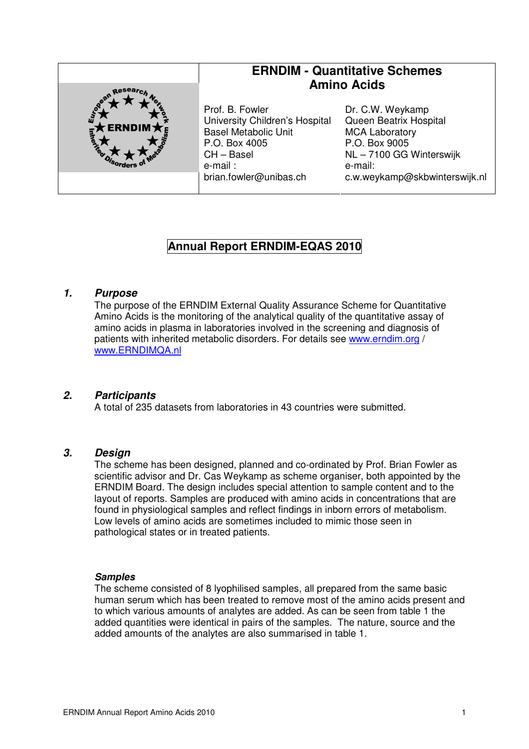# ERNDIM - Quantitative Schemes Amino Acids

| Prof. B. Fowler | Dr. C.W. Weykamp |
|---|---|
| University Children's Hospital | Queen Beatrix Hospital |
| Basel Metabolic Unit | MCA Laboratory |
| P.O. Box 4005 | P.O. Box 9005 |
| CH – Basel | NL – 7100 GG Winterswijk |
| e-mail : | e-mail: |
| brian.fowler@unibas.ch | c.w.weykamp@skbwinterswijk.nl |

## Annual Report ERNDIM-EQAS 2010

### 1. Purpose

The purpose of the ERNDIM External Quality Assurance Scheme for Quantitative Amino Acids is the monitoring of the analytical quality of the quantitative assay of amino acids in plasma in laboratories involved in the screening and diagnosis of patients with inherited metabolic disorders. For details see www.erndim.org / www.ERNDIMQA.nl

### 2. Participants

A total of 235 datasets from laboratories in 43 countries were submitted.

### 3. Design

The scheme has been designed, planned and co-ordinated by Prof. Brian Fowler as scientific advisor and Dr. Cas Weykamp as scheme organiser, both appointed by the ERNDIM Board. The design includes special attention to sample content and to the layout of reports. Samples are produced with amino acids in concentrations that are found in physiological samples and reflect findings in inborn errors of metabolism. Low levels of amino acids are sometimes included to mimic those seen in pathological states or in treated patients.

#### Samples

The scheme consisted of 8 lyophilised samples, all prepared from the same basic human serum which has been treated to remove most of the amino acids present and to which various amounts of analytes are added. As can be seen from table 1 the added quantities were identical in pairs of the samples. The nature, source and the added amounts of the analytes are also summarised in table 1.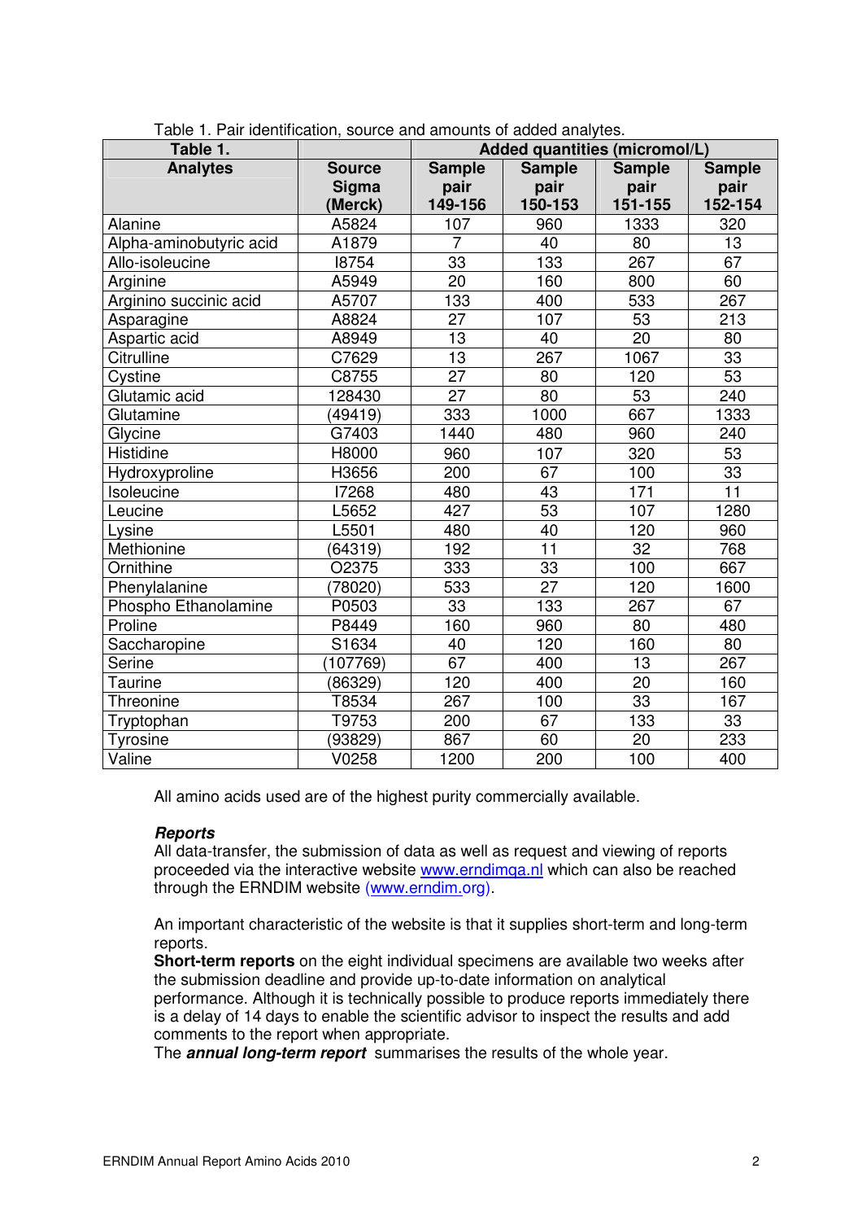Table 1. Pair identification, source and amounts of added analytes.

| Table 1. | | Added quantities (micromol/L) | | | |
|---|---|---|---|---|---|
| **Analytes** | **Source Sigma (Merck)** | **Sample pair 149-156** | **Sample pair 150-153** | **Sample pair 151-155** | **Sample pair 152-154** |
| Alanine | A5824 | 107 | 960 | 1333 | 320 |
| Alpha-aminobutyric acid | A1879 | 7 | 40 | 80 | 13 |
| Allo-isoleucine | I8754 | 33 | 133 | 267 | 67 |
| Arginine | A5949 | 20 | 160 | 800 | 60 |
| Arginino succinic acid | A5707 | 133 | 400 | 533 | 267 |
| Asparagine | A8824 | 27 | 107 | 53 | 213 |
| Aspartic acid | A8949 | 13 | 40 | 20 | 80 |
| Citrulline | C7629 | 13 | 267 | 1067 | 33 |
| Cystine | C8755 | 27 | 80 | 120 | 53 |
| Glutamic acid | 128430 | 27 | 80 | 53 | 240 |
| Glutamine | (49419) | 333 | 1000 | 667 | 1333 |
| Glycine | G7403 | 1440 | 480 | 960 | 240 |
| Histidine | H8000 | 960 | 107 | 320 | 53 |
| Hydroxyproline | H3656 | 200 | 67 | 100 | 33 |
| Isoleucine | I7268 | 480 | 43 | 171 | 11 |
| Leucine | L5652 | 427 | 53 | 107 | 1280 |
| Lysine | L5501 | 480 | 40 | 120 | 960 |
| Methionine | (64319) | 192 | 11 | 32 | 768 |
| Ornithine | O2375 | 333 | 33 | 100 | 667 |
| Phenylalanine | (78020) | 533 | 27 | 120 | 1600 |
| Phospho Ethanolamine | P0503 | 33 | 133 | 267 | 67 |
| Proline | P8449 | 160 | 960 | 80 | 480 |
| Saccharopine | S1634 | 40 | 120 | 160 | 80 |
| Serine | (107769) | 67 | 400 | 13 | 267 |
| Taurine | (86329) | 120 | 400 | 20 | 160 |
| Threonine | T8534 | 267 | 100 | 33 | 167 |
| Tryptophan | T9753 | 200 | 67 | 133 | 33 |
| Tyrosine | (93829) | 867 | 60 | 20 | 233 |
| Valine | V0258 | 1200 | 200 | 100 | 400 |

All amino acids used are of the highest purity commercially available.

***Reports***

All data-transfer, the submission of data as well as request and viewing of reports proceeded via the interactive website www.erndimqa.nl which can also be reached through the ERNDIM website (www.erndim.org).

An important characteristic of the website is that it supplies short-term and long-term reports.

**Short-term reports** on the eight individual specimens are available two weeks after the submission deadline and provide up-to-date information on analytical performance. Although it is technically possible to produce reports immediately there is a delay of 14 days to enable the scientific advisor to inspect the results and add comments to the report when appropriate.

The ***annual long-term report*** summarises the results of the whole year.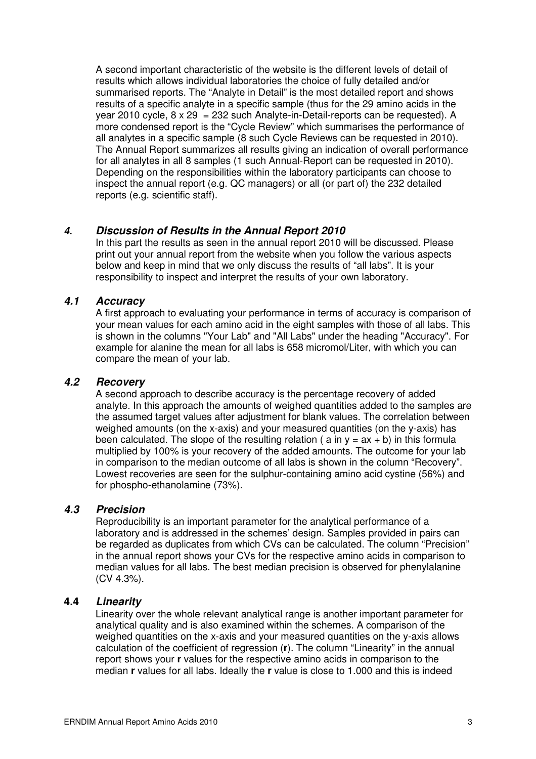A second important characteristic of the website is the different levels of detail of results which allows individual laboratories the choice of fully detailed and/or summarised reports. The "Analyte in Detail" is the most detailed report and shows results of a specific analyte in a specific sample (thus for the 29 amino acids in the year 2010 cycle, 8 x 29 = 232 such Analyte-in-Detail-reports can be requested). A more condensed report is the "Cycle Review" which summarises the performance of all analytes in a specific sample (8 such Cycle Reviews can be requested in 2010). The Annual Report summarizes all results giving an indication of overall performance for all analytes in all 8 samples (1 such Annual-Report can be requested in 2010). Depending on the responsibilities within the laboratory participants can choose to inspect the annual report (e.g. QC managers) or all (or part of) the 232 detailed reports (e.g. scientific staff).

## *4. Discussion of Results in the Annual Report 2010*

In this part the results as seen in the annual report 2010 will be discussed. Please print out your annual report from the website when you follow the various aspects below and keep in mind that we only discuss the results of "all labs". It is your responsibility to inspect and interpret the results of your own laboratory.

### *4.1 Accuracy*

A first approach to evaluating your performance in terms of accuracy is comparison of your mean values for each amino acid in the eight samples with those of all labs. This is shown in the columns "Your Lab" and "All Labs" under the heading "Accuracy". For example for alanine the mean for all labs is 658 micromol/Liter, with which you can compare the mean of your lab.

### *4.2 Recovery*

A second approach to describe accuracy is the percentage recovery of added analyte. In this approach the amounts of weighed quantities added to the samples are the assumed target values after adjustment for blank values. The correlation between weighed amounts (on the x-axis) and your measured quantities (on the y-axis) has been calculated. The slope of the resulting relation ( a in $y = ax + b$) in this formula multiplied by 100% is your recovery of the added amounts. The outcome for your lab in comparison to the median outcome of all labs is shown in the column "Recovery". Lowest recoveries are seen for the sulphur-containing amino acid cystine (56%) and for phospho-ethanolamine (73%).

### *4.3 Precision*

Reproducibility is an important parameter for the analytical performance of a laboratory and is addressed in the schemes' design. Samples provided in pairs can be regarded as duplicates from which CVs can be calculated. The column "Precision" in the annual report shows your CVs for the respective amino acids in comparison to median values for all labs. The best median precision is observed for phenylalanine (CV 4.3%).

### 4.4 *Linearity*

Linearity over the whole relevant analytical range is another important parameter for analytical quality and is also examined within the schemes. A comparison of the weighed quantities on the x-axis and your measured quantities on the y-axis allows calculation of the coefficient of regression (**r**). The column "Linearity" in the annual report shows your **r** values for the respective amino acids in comparison to the median **r** values for all labs. Ideally the **r** value is close to 1.000 and this is indeed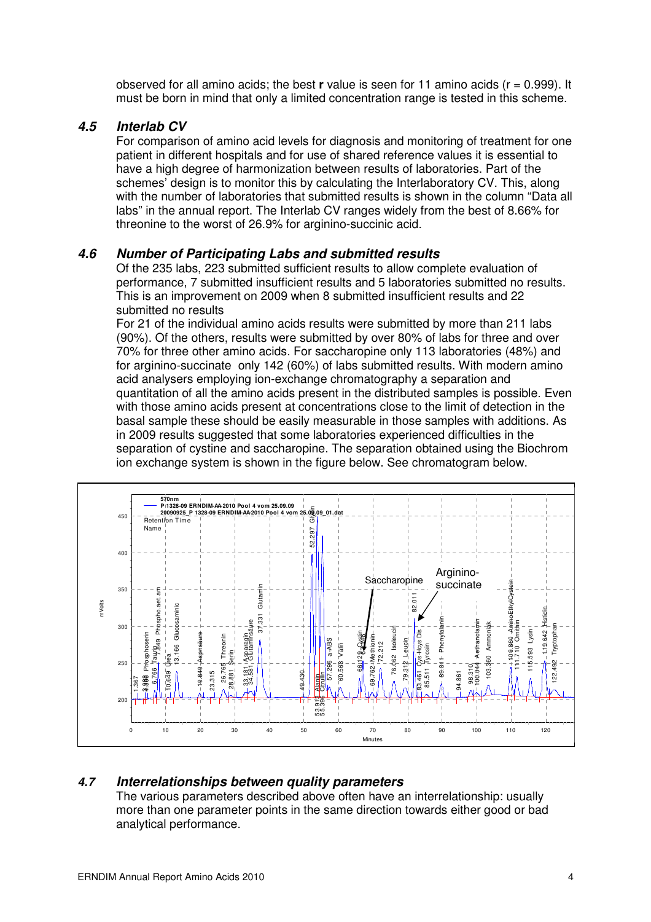observed for all amino acids; the best **r** value is seen for 11 amino acids (r = 0.999). It must be born in mind that only a limited concentration range is tested in this scheme.

### *4.5 Interlab CV*

For comparison of amino acid levels for diagnosis and monitoring of treatment for one patient in different hospitals and for use of shared reference values it is essential to have a high degree of harmonization between results of laboratories. Part of the schemes' design is to monitor this by calculating the Interlaboratory CV. This, along with the number of laboratories that submitted results is shown in the column "Data all labs" in the annual report. The Interlab CV ranges widely from the best of 8.66% for threonine to the worst of 26.9% for arginino-succinic acid.

### *4.6 Number of Participating Labs and submitted results*

Of the 235 labs, 223 submitted sufficient results to allow complete evaluation of performance, 7 submitted insufficient results and 5 laboratories submitted no results. This is an improvement on 2009 when 8 submitted insufficient results and 22 submitted no results

For 21 of the individual amino acids results were submitted by more than 211 labs (90%). Of the others, results were submitted by over 80% of labs for three and over 70% for three other amino acids. For saccharopine only 113 laboratories (48%) and for arginino-succinate only 142 (60%) of labs submitted results. With modern amino acid analysers employing ion-exchange chromatography a separation and quantitation of all the amino acids present in the distributed samples is possible. Even with those amino acids present at concentrations close to the limit of detection in the basal sample these should be easily measurable in those samples with additions. As in 2009 results suggested that some laboratories experienced difficulties in the separation of cystine and saccharopine. The separation obtained using the Biochrom ion exchange system is shown in the figure below. See chromatogram below.

### *4.7 Interrelationships between quality parameters*

The various parameters described above often have an interrelationship: usually more than one parameter points in the same direction towards either good or bad analytical performance.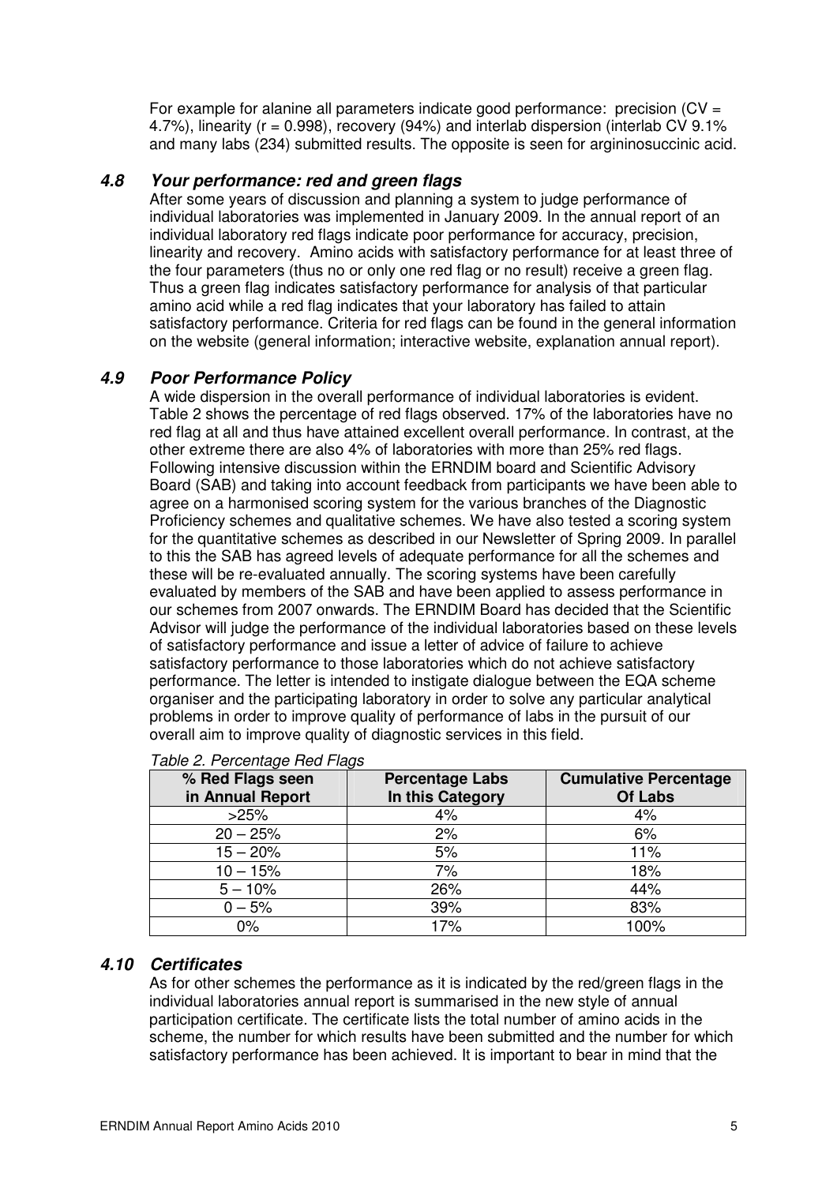For example for alanine all parameters indicate good performance: precision (CV = 4.7%), linearity (r = 0.998), recovery (94%) and interlab dispersion (interlab CV 9.1% and many labs (234) submitted results. The opposite is seen for argininosuccinic acid.

### *4.8 Your performance: red and green flags*

After some years of discussion and planning a system to judge performance of individual laboratories was implemented in January 2009. In the annual report of an individual laboratory red flags indicate poor performance for accuracy, precision, linearity and recovery. Amino acids with satisfactory performance for at least three of the four parameters (thus no or only one red flag or no result) receive a green flag. Thus a green flag indicates satisfactory performance for analysis of that particular amino acid while a red flag indicates that your laboratory has failed to attain satisfactory performance. Criteria for red flags can be found in the general information on the website (general information; interactive website, explanation annual report).

### *4.9 Poor Performance Policy*

A wide dispersion in the overall performance of individual laboratories is evident. Table 2 shows the percentage of red flags observed. 17% of the laboratories have no red flag at all and thus have attained excellent overall performance. In contrast, at the other extreme there are also 4% of laboratories with more than 25% red flags. Following intensive discussion within the ERNDIM board and Scientific Advisory Board (SAB) and taking into account feedback from participants we have been able to agree on a harmonised scoring system for the various branches of the Diagnostic Proficiency schemes and qualitative schemes. We have also tested a scoring system for the quantitative schemes as described in our Newsletter of Spring 2009. In parallel to this the SAB has agreed levels of adequate performance for all the schemes and these will be re-evaluated annually. The scoring systems have been carefully evaluated by members of the SAB and have been applied to assess performance in our schemes from 2007 onwards. The ERNDIM Board has decided that the Scientific Advisor will judge the performance of the individual laboratories based on these levels of satisfactory performance and issue a letter of advice of failure to achieve satisfactory performance to those laboratories which do not achieve satisfactory performance. The letter is intended to instigate dialogue between the EQA scheme organiser and the participating laboratory in order to solve any particular analytical problems in order to improve quality of performance of labs in the pursuit of our overall aim to improve quality of diagnostic services in this field.

*Table 2. Percentage Red Flags*

| % Red Flags seen in Annual Report | Percentage Labs In this Category | Cumulative Percentage Of Labs |
|---|---|---|
| >25% | 4% | 4% |
| 20 – 25% | 2% | 6% |
| 15 – 20% | 5% | 11% |
| 10 – 15% | 7% | 18% |
| 5 – 10% | 26% | 44% |
| 0 – 5% | 39% | 83% |
| 0% | 17% | 100% |

### *4.10 Certificates*

As for other schemes the performance as it is indicated by the red/green flags in the individual laboratories annual report is summarised in the new style of annual participation certificate. The certificate lists the total number of amino acids in the scheme, the number for which results have been submitted and the number for which satisfactory performance has been achieved. It is important to bear in mind that the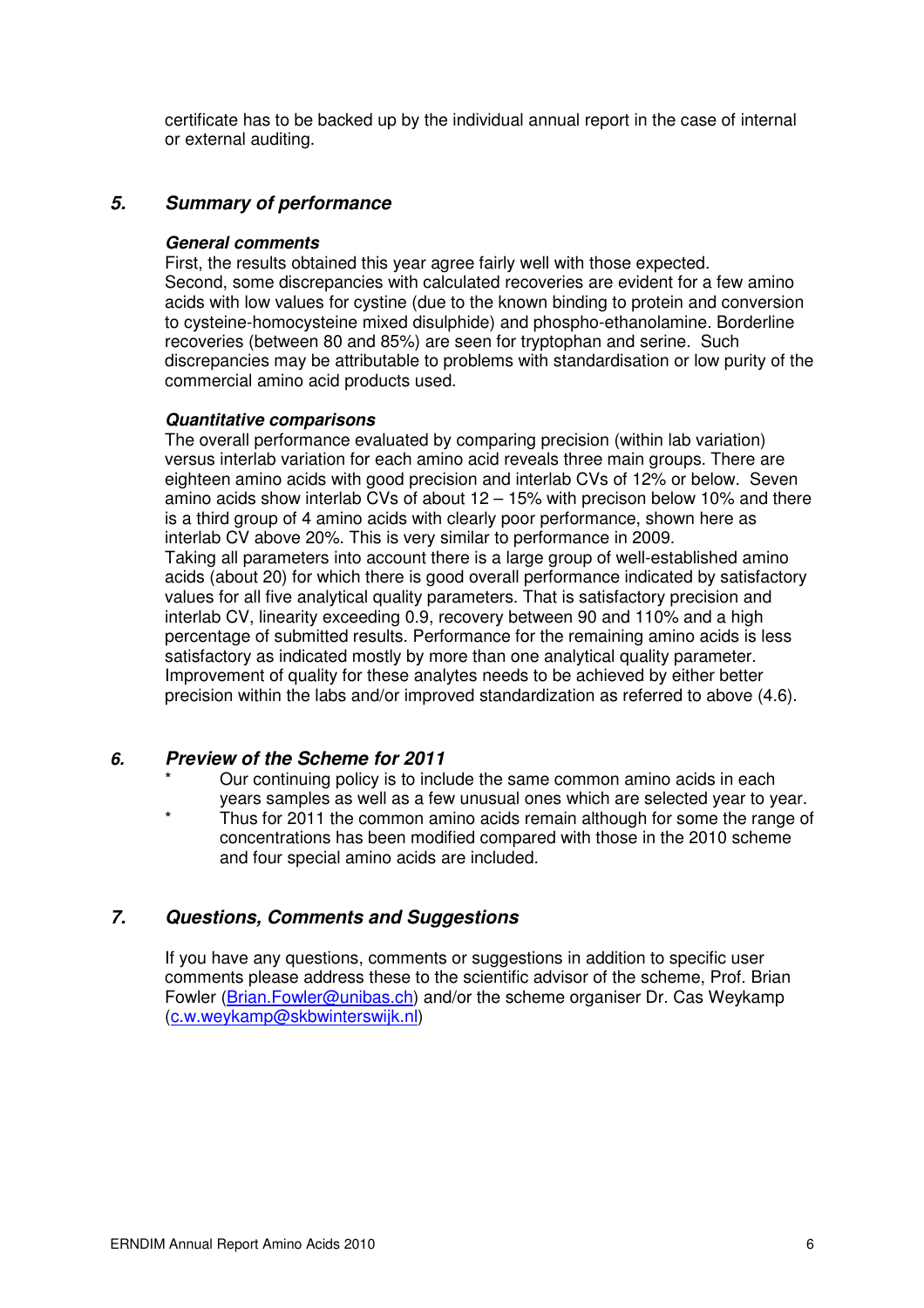certificate has to be backed up by the individual annual report in the case of internal or external auditing.

## 5. Summary of performance

***General comments***

First, the results obtained this year agree fairly well with those expected.
Second, some discrepancies with calculated recoveries are evident for a few amino acids with low values for cystine (due to the known binding to protein and conversion to cysteine-homocysteine mixed disulphide) and phospho-ethanolamine. Borderline recoveries (between 80 and 85%) are seen for tryptophan and serine. Such discrepancies may be attributable to problems with standardisation or low purity of the commercial amino acid products used.

***Quantitative comparisons***

The overall performance evaluated by comparing precision (within lab variation) versus interlab variation for each amino acid reveals three main groups. There are eighteen amino acids with good precision and interlab CVs of 12% or below. Seven amino acids show interlab CVs of about 12 – 15% with precison below 10% and there is a third group of 4 amino acids with clearly poor performance, shown here as interlab CV above 20%. This is very similar to performance in 2009.
Taking all parameters into account there is a large group of well-established amino acids (about 20) for which there is good overall performance indicated by satisfactory values for all five analytical quality parameters. That is satisfactory precision and interlab CV, linearity exceeding 0.9, recovery between 90 and 110% and a high percentage of submitted results. Performance for the remaining amino acids is less satisfactory as indicated mostly by more than one analytical quality parameter. Improvement of quality for these analytes needs to be achieved by either better precision within the labs and/or improved standardization as referred to above (4.6).

## 6. Preview of the Scheme for 2011

- Our continuing policy is to include the same common amino acids in each years samples as well as a few unusual ones which are selected year to year.
- Thus for 2011 the common amino acids remain although for some the range of concentrations has been modified compared with those in the 2010 scheme and four special amino acids are included.

## 7. Questions, Comments and Suggestions

If you have any questions, comments or suggestions in addition to specific user comments please address these to the scientific advisor of the scheme, Prof. Brian Fowler (Brian.Fowler@unibas.ch) and/or the scheme organiser Dr. Cas Weykamp (c.w.weykamp@skbwinterswijk.nl)